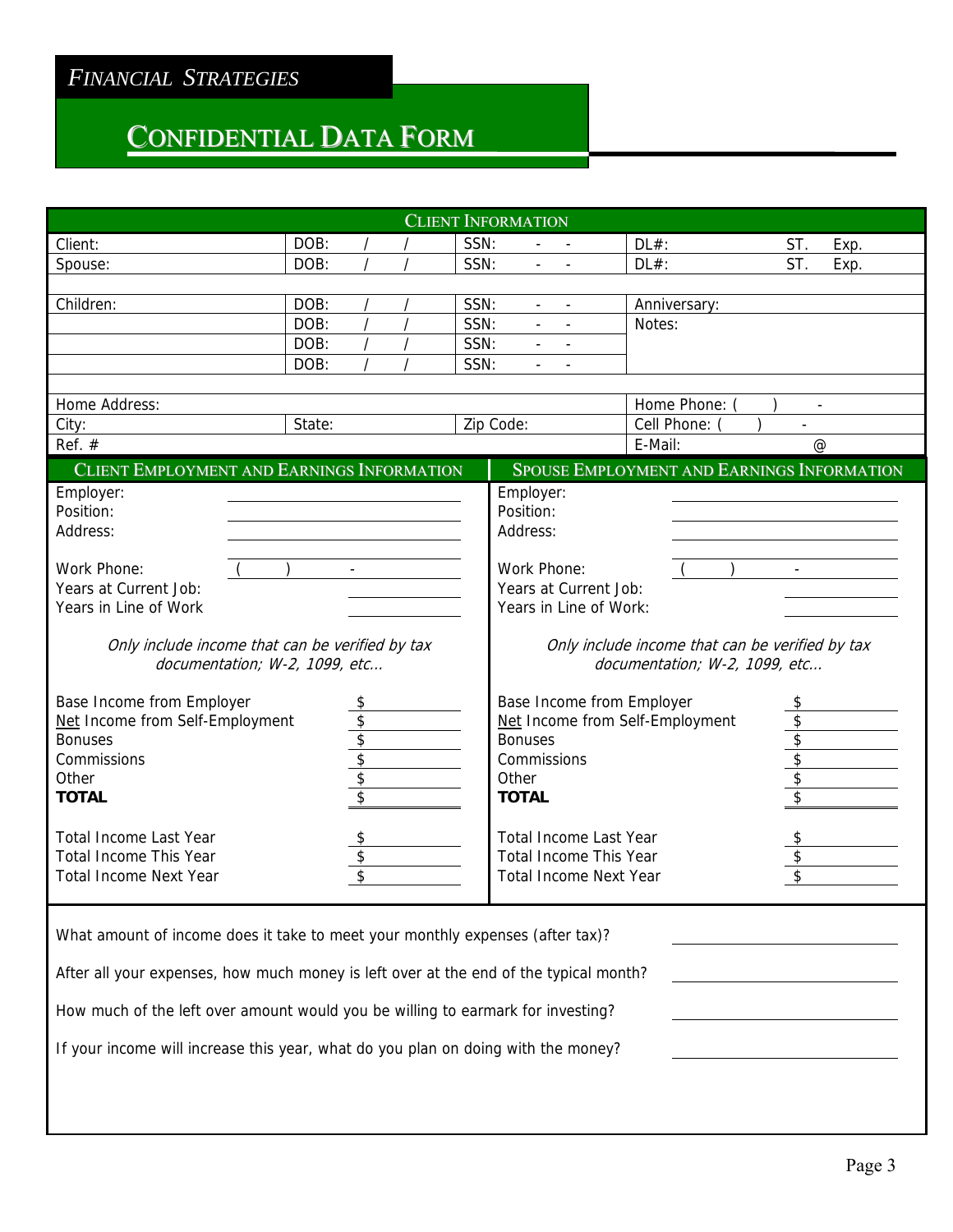*FINANCIAL STRATEGIES*

# CONFIDENTIAL DATA FORM

## CLIENT INFORMATION

| | | | | |
|---|---|---|---|---|
| Client: | DOB: / / | SSN: - - | DL#: | ST. Exp. |
| Spouse: | DOB: / / | SSN: - - | DL#: | ST. Exp. |
| | | | | |
| Children: | DOB: / / | SSN: - - | Anniversary: | |
| | DOB: / / | SSN: - - | Notes: | |
| | DOB: / / | SSN: - - | | |
| | DOB: / / | SSN: - - | | |
| | | | | |
| Home Address: | | | Home Phone: ( ) - | |
| City: | State: | Zip Code: | Cell Phone: ( ) - | |
| Ref. # | | | E-Mail: | @ |

## CLIENT EMPLOYMENT AND EARNINGS INFORMATION

Employer: ______________________

Position: ______________________

Address: ______________________

______________________

Work Phone: ( ) -

Years at Current Job: ____________

Years in Line of Work ____________

*Only include income that can be verified by tax documentation; W-2, 1099, etc…*

| | |
|---|---|
| Base Income from Employer | $ |
| Net Income from Self-Employment | $ |
| Bonuses | $ |
| Commissions | $ |
| Other | $ |
| **TOTAL** | $ |

| | |
|---|---|
| Total Income Last Year | $ |
| Total Income This Year | $ |
| Total Income Next Year | $ |

## SPOUSE EMPLOYMENT AND EARNINGS INFORMATION

Employer: ______________________

Position: ______________________

Address: ______________________

______________________

Work Phone: ( ) -

Years at Current Job: ____________

Years in Line of Work: ____________

*Only include income that can be verified by tax documentation; W-2, 1099, etc…*

| | |
|---|---|
| Base Income from Employer | $ |
| Net Income from Self-Employment | $ |
| Bonuses | $ |
| Commissions | $ |
| Other | $ |
| **TOTAL** | $ |

| | |
|---|---|
| Total Income Last Year | $ |
| Total Income This Year | $ |
| Total Income Next Year | $ |

What amount of income does it take to meet your monthly expenses (after tax)? ______________________

After all your expenses, how much money is left over at the end of the typical month? ______________________

How much of the left over amount would you be willing to earmark for investing? ______________________

If your income will increase this year, what do you plan on doing with the money? ______________________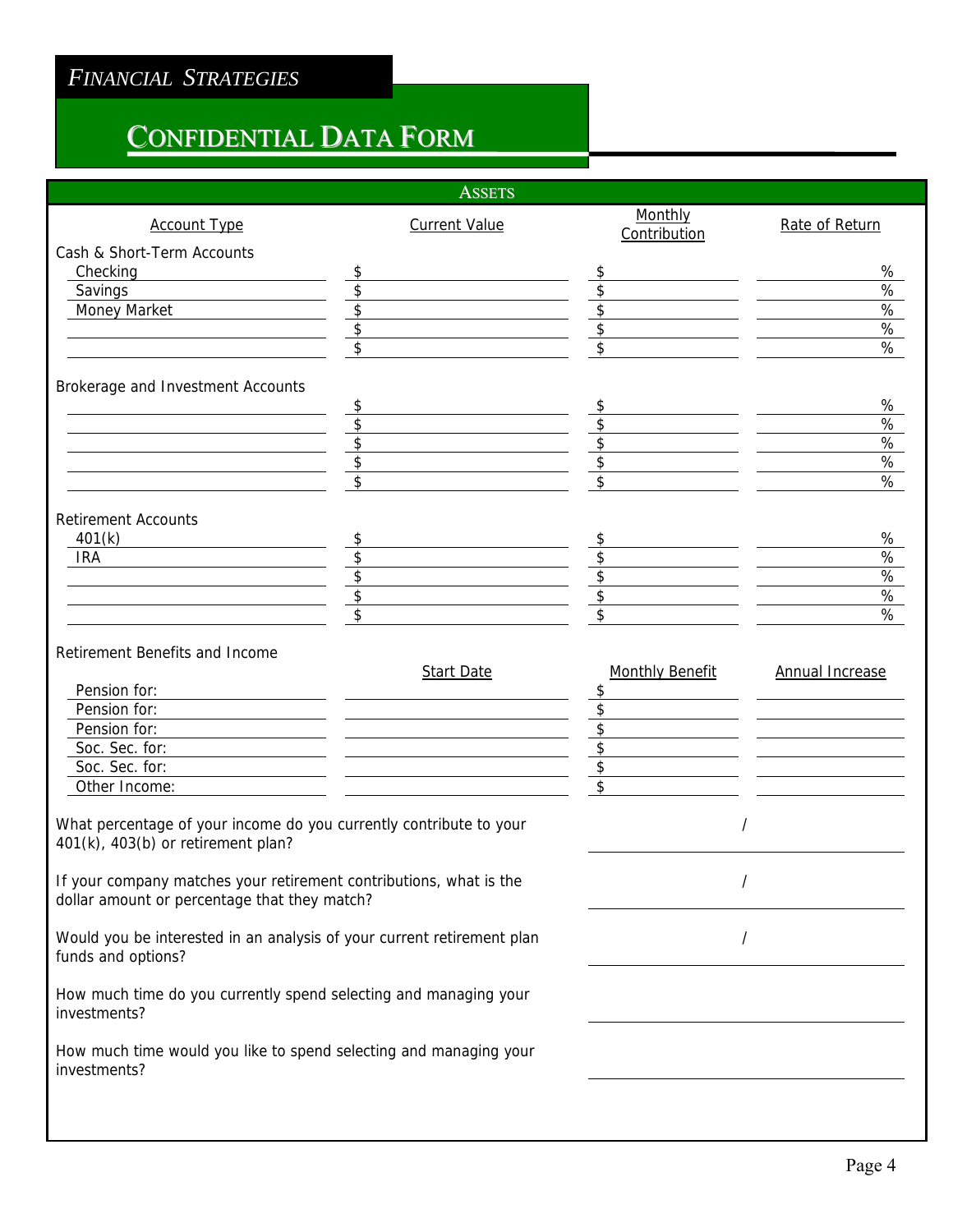*FINANCIAL STRATEGIES*

# CONFIDENTIAL DATA FORM

## ASSETS

| Account Type | Current Value | Monthly Contribution | Rate of Return |
|---|---|---|---|
| **Cash & Short-Term Accounts** | | | |
| Checking | $ | $ | % |
| Savings | $ | $ | % |
| Money Market | $ | $ | % |
| | $ | $ | % |
| | $ | $ | % |
| **Brokerage and Investment Accounts** | | | |
| | $ | $ | % |
| | $ | $ | % |
| | $ | $ | % |
| | $ | $ | % |
| | $ | $ | % |
| **Retirement Accounts** | | | |
| 401(k) | $ | $ | % |
| IRA | $ | $ | % |
| | $ | $ | % |
| | $ | $ | % |
| | $ | $ | % |

**Retirement Benefits and Income**

| | Start Date | Monthly Benefit | Annual Increase |
|---|---|---|---|
| Pension for: | | $ | |
| Pension for: | | $ | |
| Pension for: | | $ | |
| Soc. Sec. for: | | $ | |
| Soc. Sec. for: | | $ | |
| Other Income: | | $ | |

What percentage of your income do you currently contribute to your 401(k), 403(b) or retirement plan? _______ / _______

If your company matches your retirement contributions, what is the dollar amount or percentage that they match? _______ / _______

Would you be interested in an analysis of your current retirement plan funds and options? _______ / _______

How much time do you currently spend selecting and managing your investments? _______________

How much time would you like to spend selecting and managing your investments? _______________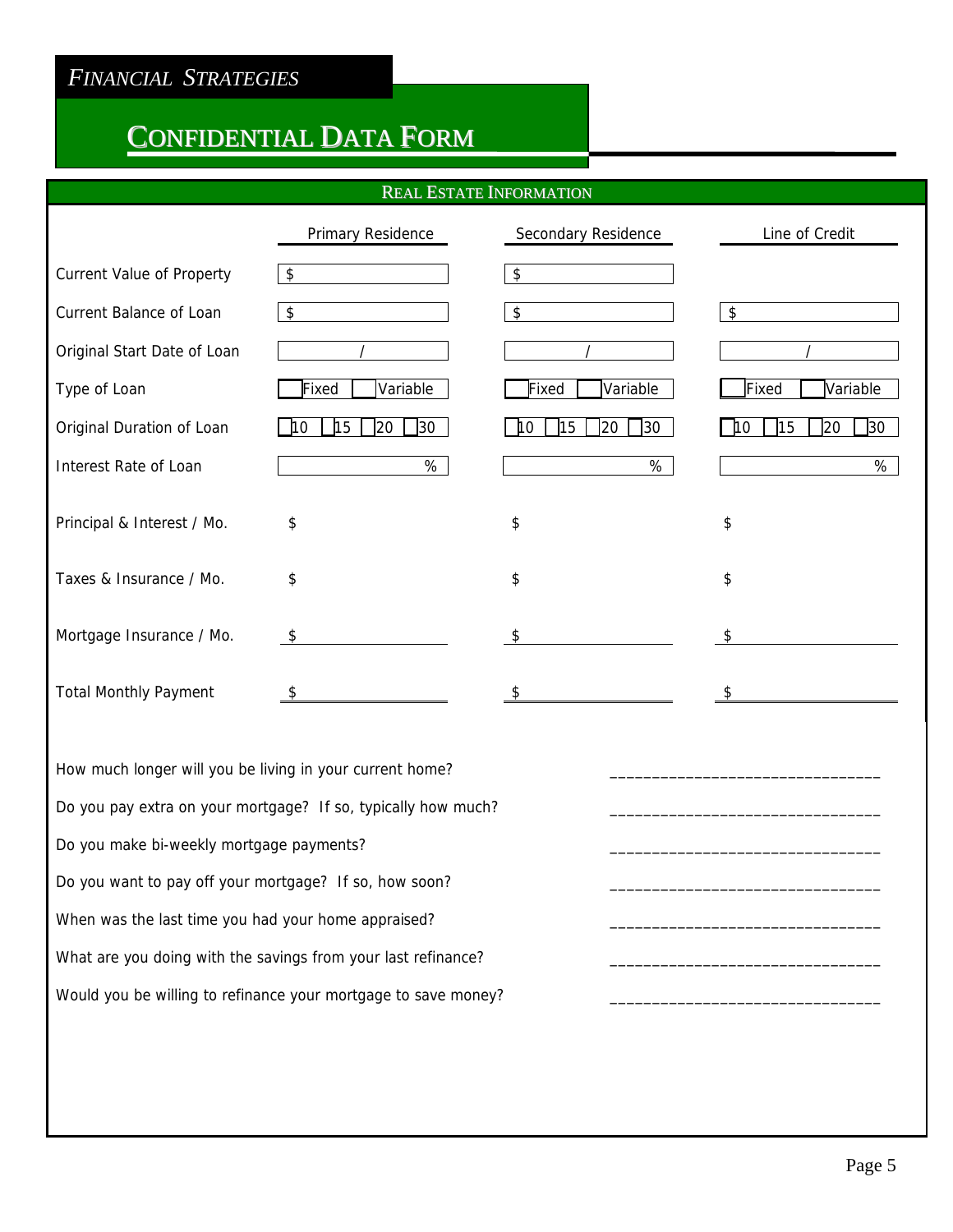*FINANCIAL STRATEGIES*

# CONFIDENTIAL DATA FORM

## REAL ESTATE INFORMATION

| | Primary Residence | Secondary Residence | Line of Credit |
|---|---|---|---|
| Current Value of Property | $ | $ | |
| Current Balance of Loan | $ | $ | $ |
| Original Start Date of Loan | / | / | / |
| Type of Loan | ☐ Fixed ☐ Variable | ☐ Fixed ☐ Variable | ☐ Fixed ☐ Variable |
| Original Duration of Loan | ☐ 10 ☐ 15 ☐ 20 ☐ 30 | ☐ 10 ☐ 15 ☐ 20 ☐ 30 | ☐ 10 ☐ 15 ☐ 20 ☐ 30 |
| Interest Rate of Loan | % | % | % |
| Principal & Interest / Mo. | $ | $ | $ |
| Taxes & Insurance / Mo. | $ | $ | $ |
| Mortgage Insurance / Mo. | $ | $ | $ |
| Total Monthly Payment | $ | $ | $ |

How much longer will you be living in your current home? ________________________________

Do you pay extra on your mortgage? If so, typically how much? ________________________________

Do you make bi-weekly mortgage payments? ________________________________

Do you want to pay off your mortgage? If so, how soon? ________________________________

When was the last time you had your home appraised? ________________________________

What are you doing with the savings from your last refinance? ________________________________

Would you be willing to refinance your mortgage to save money? ________________________________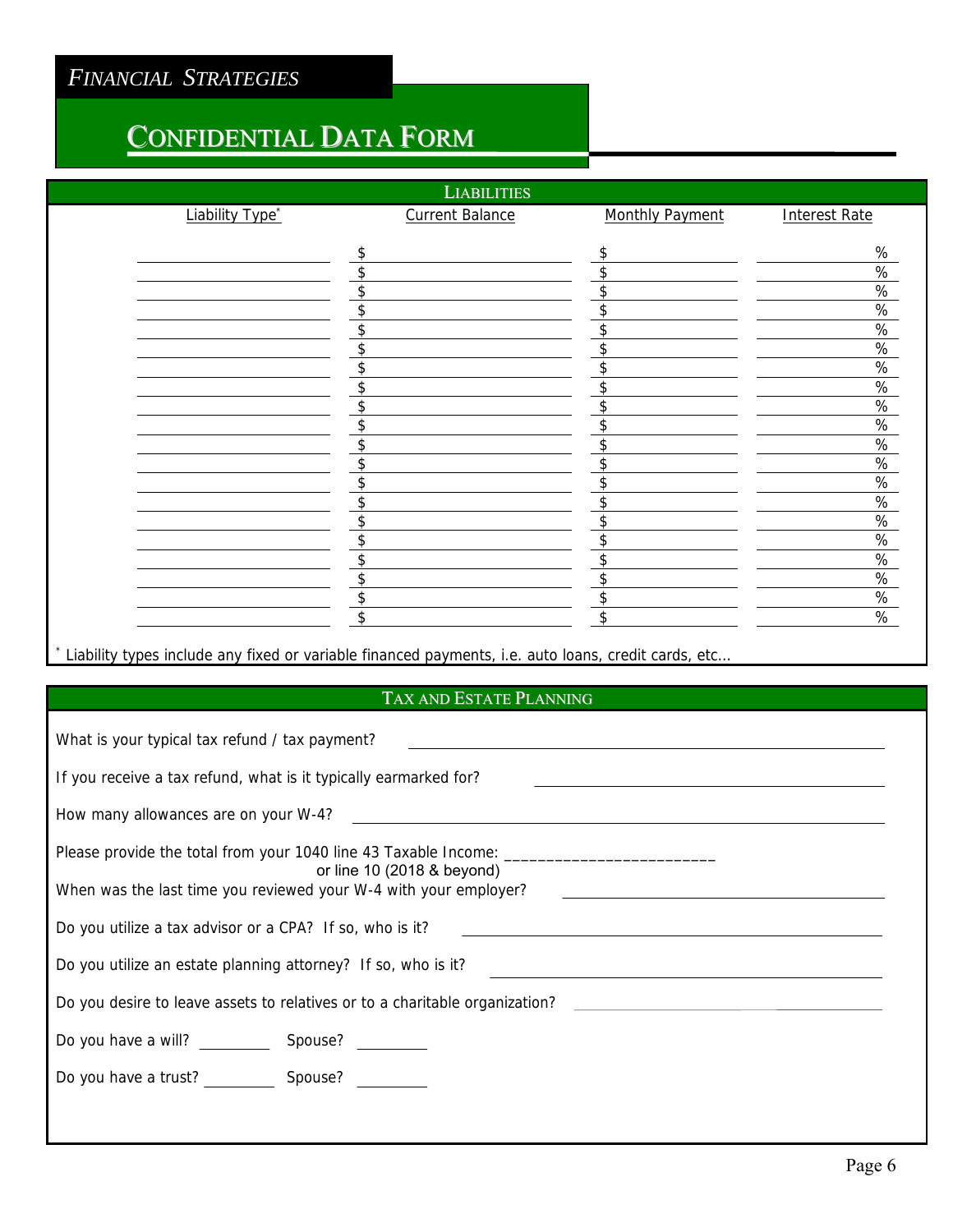*FINANCIAL STRATEGIES*

# CONFIDENTIAL DATA FORM

## LIABILITIES

| Liability Type* | Current Balance | Monthly Payment | Interest Rate |
|---|---|---|---|
| | $ | $ | % |
| | $ | $ | % |
| | $ | $ | % |
| | $ | $ | % |
| | $ | $ | % |
| | $ | $ | % |
| | $ | $ | % |
| | $ | $ | % |
| | $ | $ | % |
| | $ | $ | % |
| | $ | $ | % |
| | $ | $ | % |
| | $ | $ | % |
| | $ | $ | % |
| | $ | $ | % |
| | $ | $ | % |
| | $ | $ | % |
| | $ | $ | % |
| | $ | $ | % |
| | $ | $ | % |

* Liability types include any fixed or variable financed payments, i.e. auto loans, credit cards, etc...

## TAX AND ESTATE PLANNING

What is your typical tax refund / tax payment? ______________________________

If you receive a tax refund, what is it typically earmarked for? ______________________________

How many allowances are on your W-4? ______________________________

Please provide the total from your 1040 line 43 Taxable Income: _________________________
or line 10 (2018 & beyond)

When was the last time you reviewed your W-4 with your employer? ______________________________

Do you utilize a tax advisor or a CPA? If so, who is it? ______________________________

Do you utilize an estate planning attorney? If so, who is it? ______________________________

Do you desire to leave assets to relatives or to a charitable organization? ______________________________

Do you have a will? _________ Spouse? _________

Do you have a trust? _________ Spouse? _________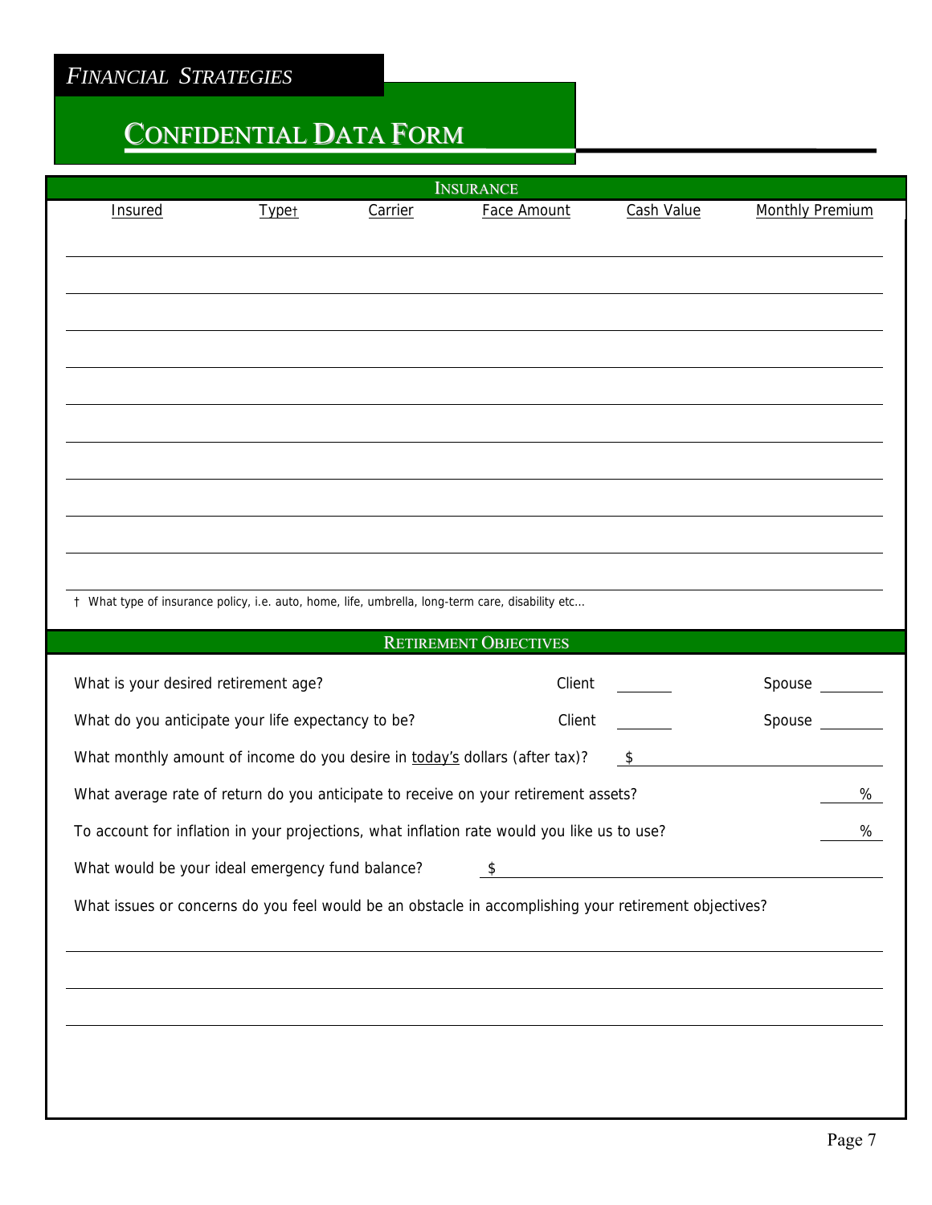*FINANCIAL STRATEGIES*

# CONFIDENTIAL DATA FORM

## INSURANCE

| Insured | Type† | Carrier | Face Amount | Cash Value | Monthly Premium |
|---|---|---|---|---|---|
| | | | | | |
| | | | | | |
| | | | | | |
| | | | | | |
| | | | | | |
| | | | | | |
| | | | | | |
| | | | | | |
| | | | | | |
| | | | | | |

† What type of insurance policy, i.e. auto, home, life, umbrella, long-term care, disability etc…

## RETIREMENT OBJECTIVES

What is your desired retirement age? Client ________ Spouse ________

What do you anticipate your life expectancy to be? Client ________ Spouse ________

What monthly amount of income do you desire in today's dollars (after tax)? $ ________

What average rate of return do you anticipate to receive on your retirement assets? ________ %

To account for inflation in your projections, what inflation rate would you like us to use? ________ %

What would be your ideal emergency fund balance? $ ________

What issues or concerns do you feel would be an obstacle in accomplishing your retirement objectives?

________________________________________

________________________________________

________________________________________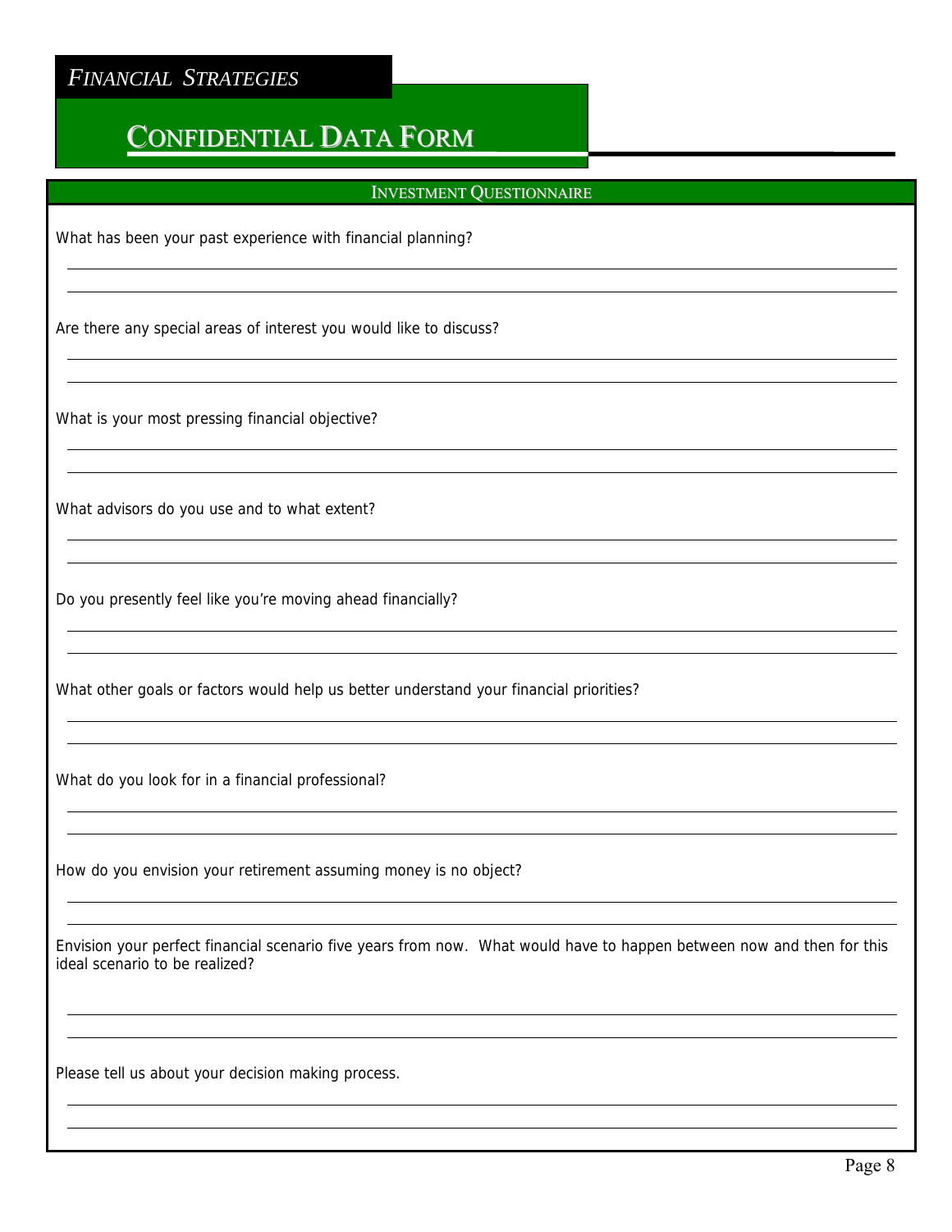*FINANCIAL STRATEGIES*

# CONFIDENTIAL DATA FORM

## INVESTMENT QUESTIONNAIRE

What has been your past experience with financial planning?

Are there any special areas of interest you would like to discuss?

What is your most pressing financial objective?

What advisors do you use and to what extent?

Do you presently feel like you're moving ahead financially?

What other goals or factors would help us better understand your financial priorities?

What do you look for in a financial professional?

How do you envision your retirement assuming money is no object?

Envision your perfect financial scenario five years from now. What would have to happen between now and then for this ideal scenario to be realized?

Please tell us about your decision making process.